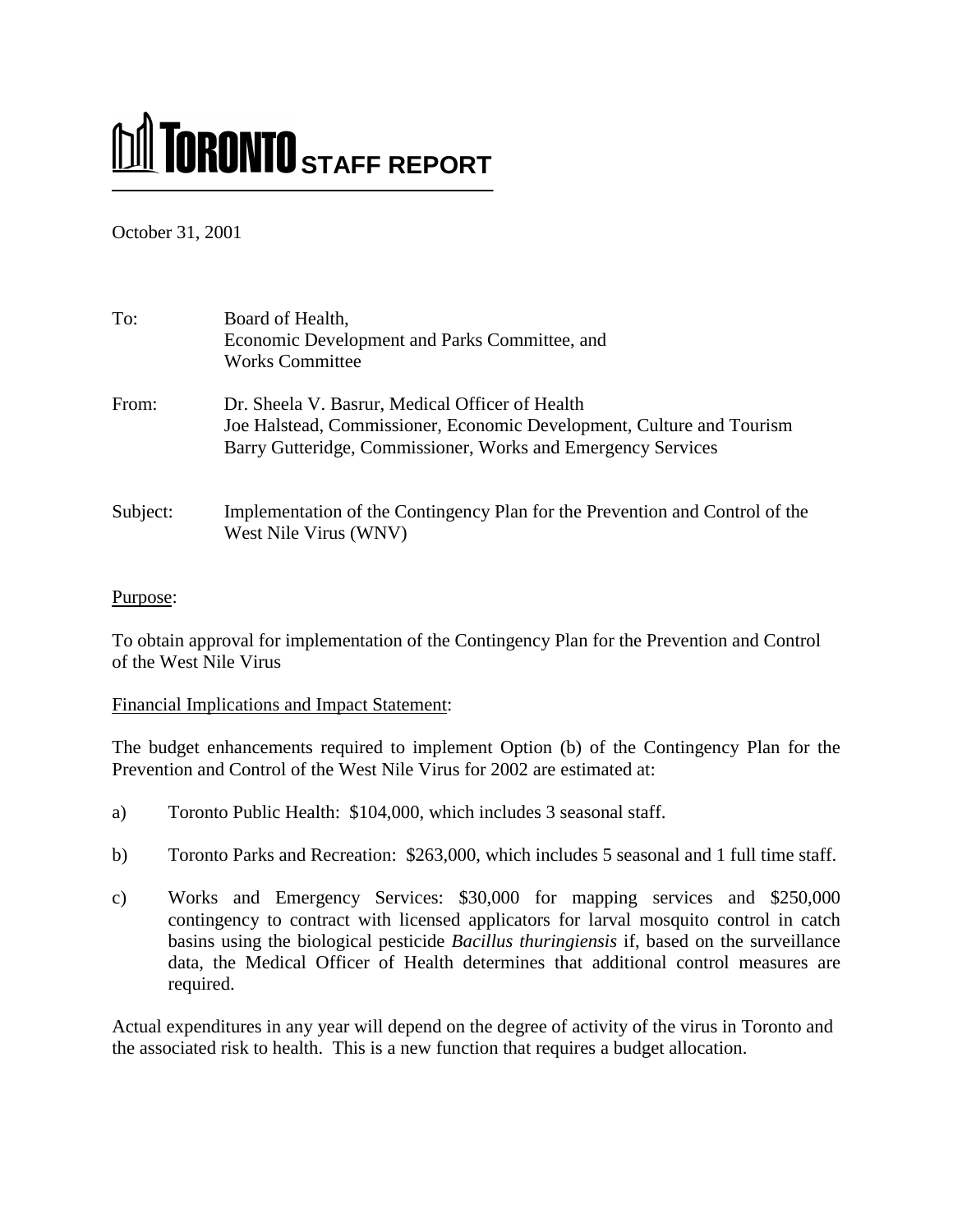# TORONTO STAFF REPORT

October 31, 2001

To: Board of Health,
Economic Development and Parks Committee, and
Works Committee

From: Dr. Sheela V. Basrur, Medical Officer of Health
Joe Halstead, Commissioner, Economic Development, Culture and Tourism
Barry Gutteridge, Commissioner, Works and Emergency Services

Subject: Implementation of the Contingency Plan for the Prevention and Control of the West Nile Virus (WNV)

Purpose:

To obtain approval for implementation of the Contingency Plan for the Prevention and Control of the West Nile Virus

Financial Implications and Impact Statement:

The budget enhancements required to implement Option (b) of the Contingency Plan for the Prevention and Control of the West Nile Virus for 2002 are estimated at:

a) Toronto Public Health: $104,000, which includes 3 seasonal staff.

b) Toronto Parks and Recreation: $263,000, which includes 5 seasonal and 1 full time staff.

c) Works and Emergency Services: $30,000 for mapping services and $250,000 contingency to contract with licensed applicators for larval mosquito control in catch basins using the biological pesticide *Bacillus thuringiensis* if, based on the surveillance data, the Medical Officer of Health determines that additional control measures are required.

Actual expenditures in any year will depend on the degree of activity of the virus in Toronto and the associated risk to health. This is a new function that requires a budget allocation.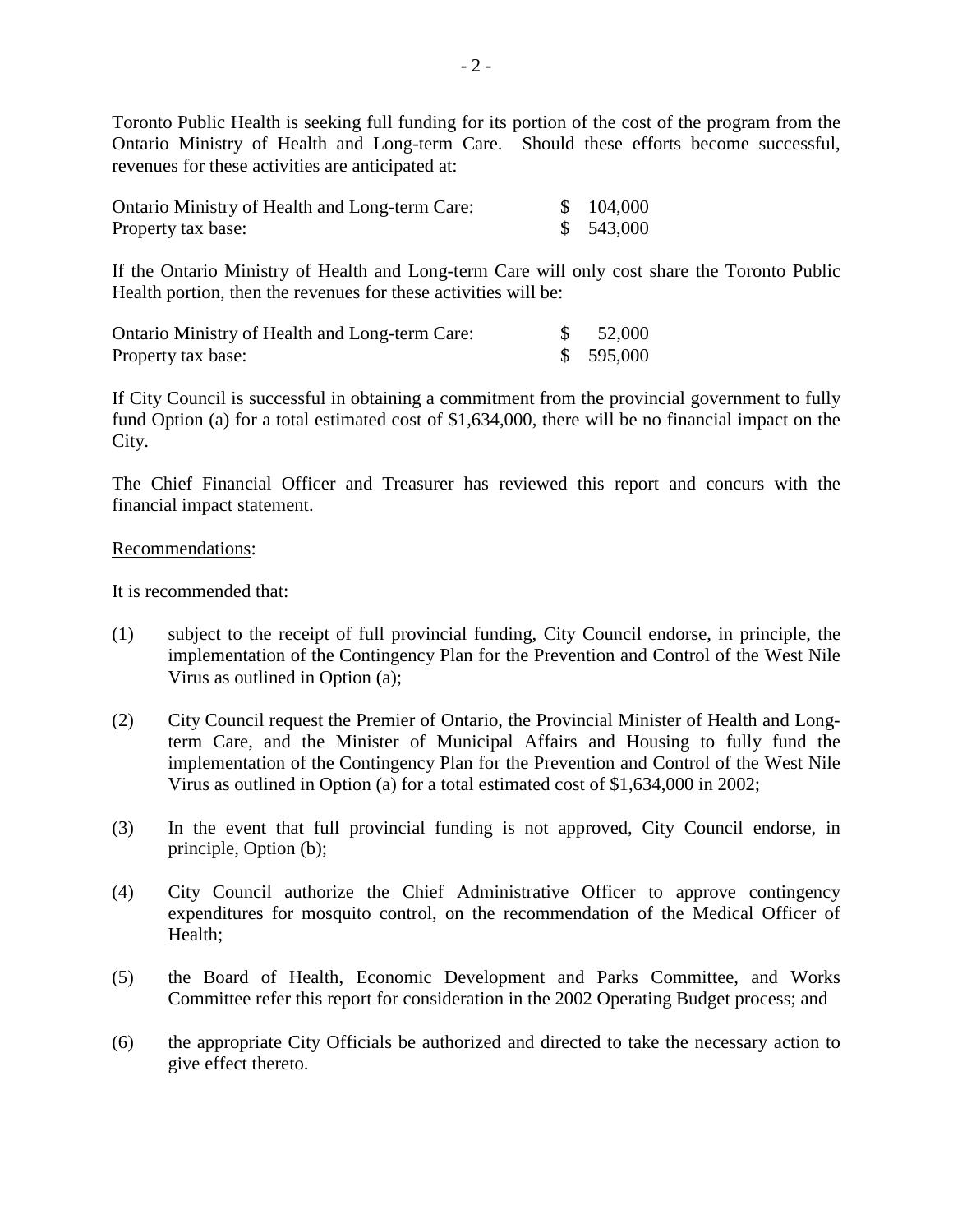Toronto Public Health is seeking full funding for its portion of the cost of the program from the Ontario Ministry of Health and Long-term Care. Should these efforts become successful, revenues for these activities are anticipated at:

| | |
|---|---|
| Ontario Ministry of Health and Long-term Care: | $ 104,000 |
| Property tax base: | $ 543,000 |

If the Ontario Ministry of Health and Long-term Care will only cost share the Toronto Public Health portion, then the revenues for these activities will be:

| | |
|---|---|
| Ontario Ministry of Health and Long-term Care: | $ 52,000 |
| Property tax base: | $ 595,000 |

If City Council is successful in obtaining a commitment from the provincial government to fully fund Option (a) for a total estimated cost of $1,634,000, there will be no financial impact on the City.

The Chief Financial Officer and Treasurer has reviewed this report and concurs with the financial impact statement.

<u>Recommendations</u>:

It is recommended that:

(1) subject to the receipt of full provincial funding, City Council endorse, in principle, the implementation of the Contingency Plan for the Prevention and Control of the West Nile Virus as outlined in Option (a);

(2) City Council request the Premier of Ontario, the Provincial Minister of Health and Long-term Care, and the Minister of Municipal Affairs and Housing to fully fund the implementation of the Contingency Plan for the Prevention and Control of the West Nile Virus as outlined in Option (a) for a total estimated cost of $1,634,000 in 2002;

(3) In the event that full provincial funding is not approved, City Council endorse, in principle, Option (b);

(4) City Council authorize the Chief Administrative Officer to approve contingency expenditures for mosquito control, on the recommendation of the Medical Officer of Health;

(5) the Board of Health, Economic Development and Parks Committee, and Works Committee refer this report for consideration in the 2002 Operating Budget process; and

(6) the appropriate City Officials be authorized and directed to take the necessary action to give effect thereto.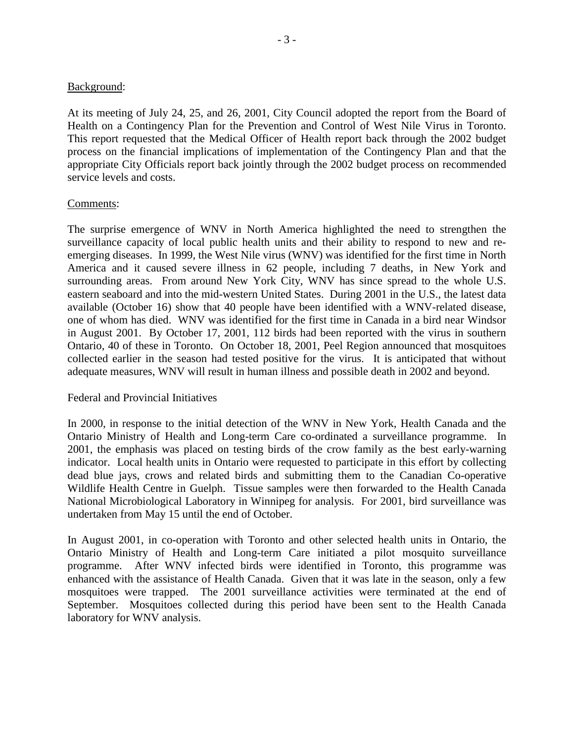Background:

At its meeting of July 24, 25, and 26, 2001, City Council adopted the report from the Board of Health on a Contingency Plan for the Prevention and Control of West Nile Virus in Toronto. This report requested that the Medical Officer of Health report back through the 2002 budget process on the financial implications of implementation of the Contingency Plan and that the appropriate City Officials report back jointly through the 2002 budget process on recommended service levels and costs.

Comments:

The surprise emergence of WNV in North America highlighted the need to strengthen the surveillance capacity of local public health units and their ability to respond to new and re-emerging diseases. In 1999, the West Nile virus (WNV) was identified for the first time in North America and it caused severe illness in 62 people, including 7 deaths, in New York and surrounding areas. From around New York City, WNV has since spread to the whole U.S. eastern seaboard and into the mid-western United States. During 2001 in the U.S., the latest data available (October 16) show that 40 people have been identified with a WNV-related disease, one of whom has died. WNV was identified for the first time in Canada in a bird near Windsor in August 2001. By October 17, 2001, 112 birds had been reported with the virus in southern Ontario, 40 of these in Toronto. On October 18, 2001, Peel Region announced that mosquitoes collected earlier in the season had tested positive for the virus. It is anticipated that without adequate measures, WNV will result in human illness and possible death in 2002 and beyond.

Federal and Provincial Initiatives

In 2000, in response to the initial detection of the WNV in New York, Health Canada and the Ontario Ministry of Health and Long-term Care co-ordinated a surveillance programme. In 2001, the emphasis was placed on testing birds of the crow family as the best early-warning indicator. Local health units in Ontario were requested to participate in this effort by collecting dead blue jays, crows and related birds and submitting them to the Canadian Co-operative Wildlife Health Centre in Guelph. Tissue samples were then forwarded to the Health Canada National Microbiological Laboratory in Winnipeg for analysis. For 2001, bird surveillance was undertaken from May 15 until the end of October.

In August 2001, in co-operation with Toronto and other selected health units in Ontario, the Ontario Ministry of Health and Long-term Care initiated a pilot mosquito surveillance programme. After WNV infected birds were identified in Toronto, this programme was enhanced with the assistance of Health Canada. Given that it was late in the season, only a few mosquitoes were trapped. The 2001 surveillance activities were terminated at the end of September. Mosquitoes collected during this period have been sent to the Health Canada laboratory for WNV analysis.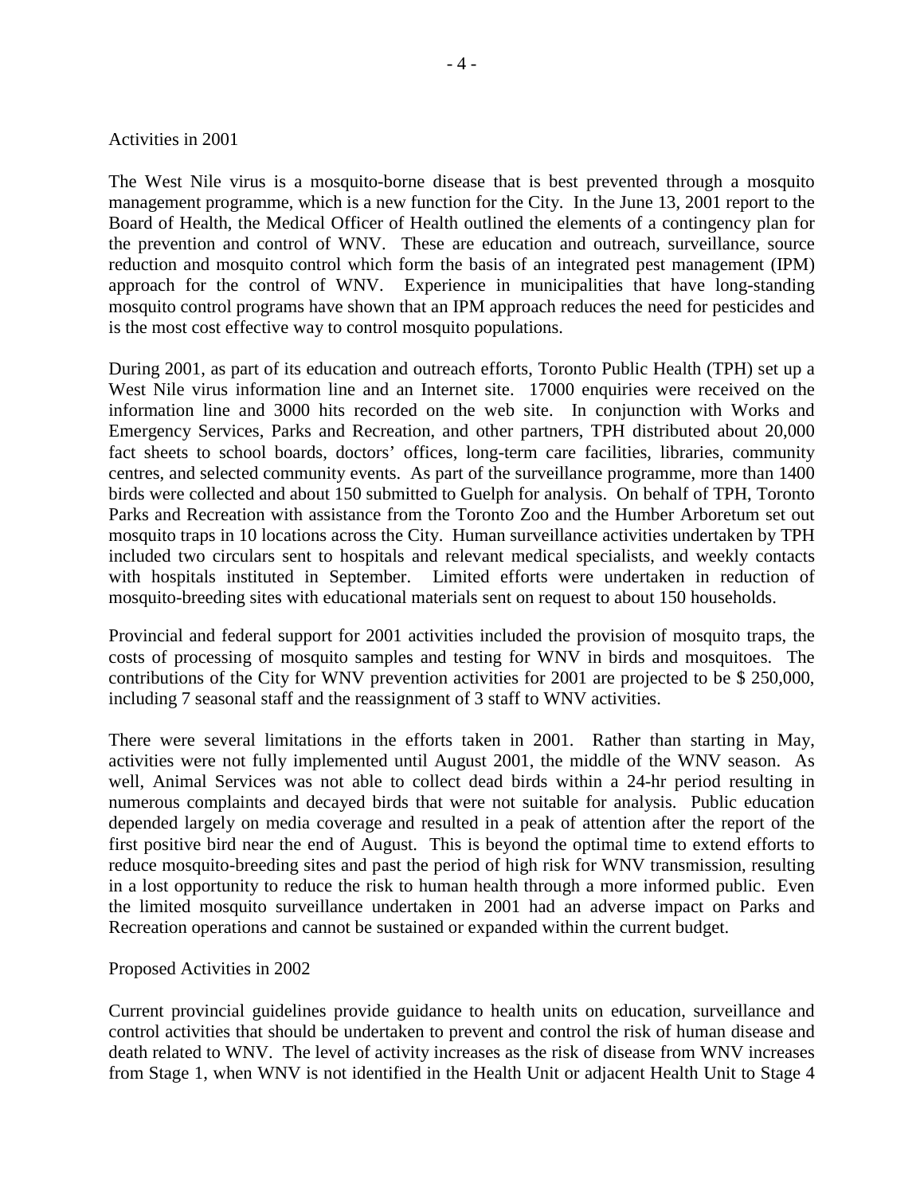Activities in 2001

The West Nile virus is a mosquito-borne disease that is best prevented through a mosquito management programme, which is a new function for the City. In the June 13, 2001 report to the Board of Health, the Medical Officer of Health outlined the elements of a contingency plan for the prevention and control of WNV. These are education and outreach, surveillance, source reduction and mosquito control which form the basis of an integrated pest management (IPM) approach for the control of WNV. Experience in municipalities that have long-standing mosquito control programs have shown that an IPM approach reduces the need for pesticides and is the most cost effective way to control mosquito populations.

During 2001, as part of its education and outreach efforts, Toronto Public Health (TPH) set up a West Nile virus information line and an Internet site. 17000 enquiries were received on the information line and 3000 hits recorded on the web site. In conjunction with Works and Emergency Services, Parks and Recreation, and other partners, TPH distributed about 20,000 fact sheets to school boards, doctors' offices, long-term care facilities, libraries, community centres, and selected community events. As part of the surveillance programme, more than 1400 birds were collected and about 150 submitted to Guelph for analysis. On behalf of TPH, Toronto Parks and Recreation with assistance from the Toronto Zoo and the Humber Arboretum set out mosquito traps in 10 locations across the City. Human surveillance activities undertaken by TPH included two circulars sent to hospitals and relevant medical specialists, and weekly contacts with hospitals instituted in September. Limited efforts were undertaken in reduction of mosquito-breeding sites with educational materials sent on request to about 150 households.

Provincial and federal support for 2001 activities included the provision of mosquito traps, the costs of processing of mosquito samples and testing for WNV in birds and mosquitoes. The contributions of the City for WNV prevention activities for 2001 are projected to be $ 250,000, including 7 seasonal staff and the reassignment of 3 staff to WNV activities.

There were several limitations in the efforts taken in 2001. Rather than starting in May, activities were not fully implemented until August 2001, the middle of the WNV season. As well, Animal Services was not able to collect dead birds within a 24-hr period resulting in numerous complaints and decayed birds that were not suitable for analysis. Public education depended largely on media coverage and resulted in a peak of attention after the report of the first positive bird near the end of August. This is beyond the optimal time to extend efforts to reduce mosquito-breeding sites and past the period of high risk for WNV transmission, resulting in a lost opportunity to reduce the risk to human health through a more informed public. Even the limited mosquito surveillance undertaken in 2001 had an adverse impact on Parks and Recreation operations and cannot be sustained or expanded within the current budget.

Proposed Activities in 2002

Current provincial guidelines provide guidance to health units on education, surveillance and control activities that should be undertaken to prevent and control the risk of human disease and death related to WNV. The level of activity increases as the risk of disease from WNV increases from Stage 1, when WNV is not identified in the Health Unit or adjacent Health Unit to Stage 4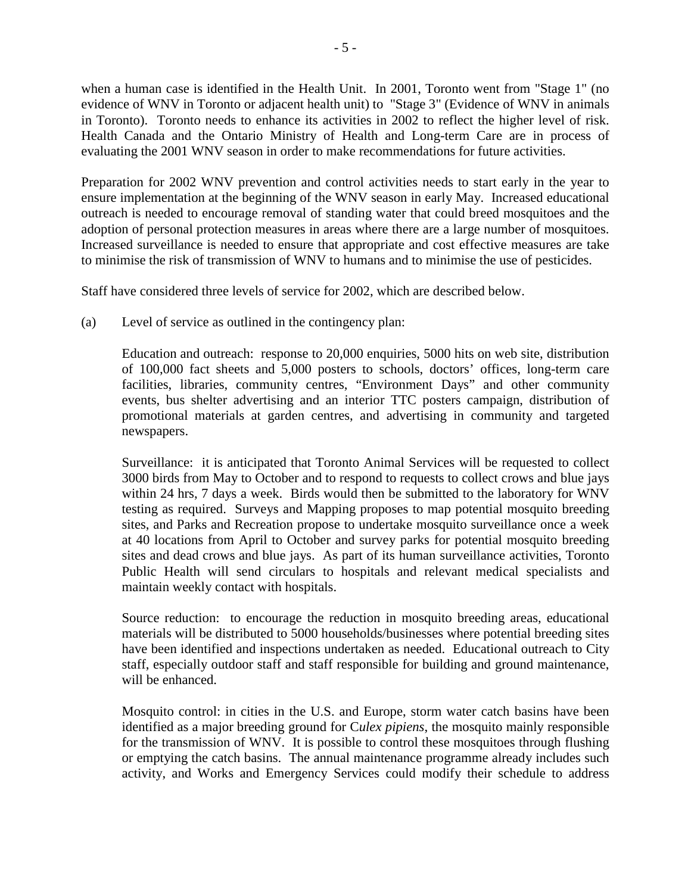when a human case is identified in the Health Unit. In 2001, Toronto went from "Stage 1" (no evidence of WNV in Toronto or adjacent health unit) to "Stage 3" (Evidence of WNV in animals in Toronto). Toronto needs to enhance its activities in 2002 to reflect the higher level of risk. Health Canada and the Ontario Ministry of Health and Long-term Care are in process of evaluating the 2001 WNV season in order to make recommendations for future activities.

Preparation for 2002 WNV prevention and control activities needs to start early in the year to ensure implementation at the beginning of the WNV season in early May. Increased educational outreach is needed to encourage removal of standing water that could breed mosquitoes and the adoption of personal protection measures in areas where there are a large number of mosquitoes. Increased surveillance is needed to ensure that appropriate and cost effective measures are take to minimise the risk of transmission of WNV to humans and to minimise the use of pesticides.

Staff have considered three levels of service for 2002, which are described below.

(a) Level of service as outlined in the contingency plan:

Education and outreach: response to 20,000 enquiries, 5000 hits on web site, distribution of 100,000 fact sheets and 5,000 posters to schools, doctors' offices, long-term care facilities, libraries, community centres, "Environment Days" and other community events, bus shelter advertising and an interior TTC posters campaign, distribution of promotional materials at garden centres, and advertising in community and targeted newspapers.

Surveillance: it is anticipated that Toronto Animal Services will be requested to collect 3000 birds from May to October and to respond to requests to collect crows and blue jays within 24 hrs, 7 days a week. Birds would then be submitted to the laboratory for WNV testing as required. Surveys and Mapping proposes to map potential mosquito breeding sites, and Parks and Recreation propose to undertake mosquito surveillance once a week at 40 locations from April to October and survey parks for potential mosquito breeding sites and dead crows and blue jays. As part of its human surveillance activities, Toronto Public Health will send circulars to hospitals and relevant medical specialists and maintain weekly contact with hospitals.

Source reduction: to encourage the reduction in mosquito breeding areas, educational materials will be distributed to 5000 households/businesses where potential breeding sites have been identified and inspections undertaken as needed. Educational outreach to City staff, especially outdoor staff and staff responsible for building and ground maintenance, will be enhanced.

Mosquito control: in cities in the U.S. and Europe, storm water catch basins have been identified as a major breeding ground for C*ulex pipiens*, the mosquito mainly responsible for the transmission of WNV. It is possible to control these mosquitoes through flushing or emptying the catch basins. The annual maintenance programme already includes such activity, and Works and Emergency Services could modify their schedule to address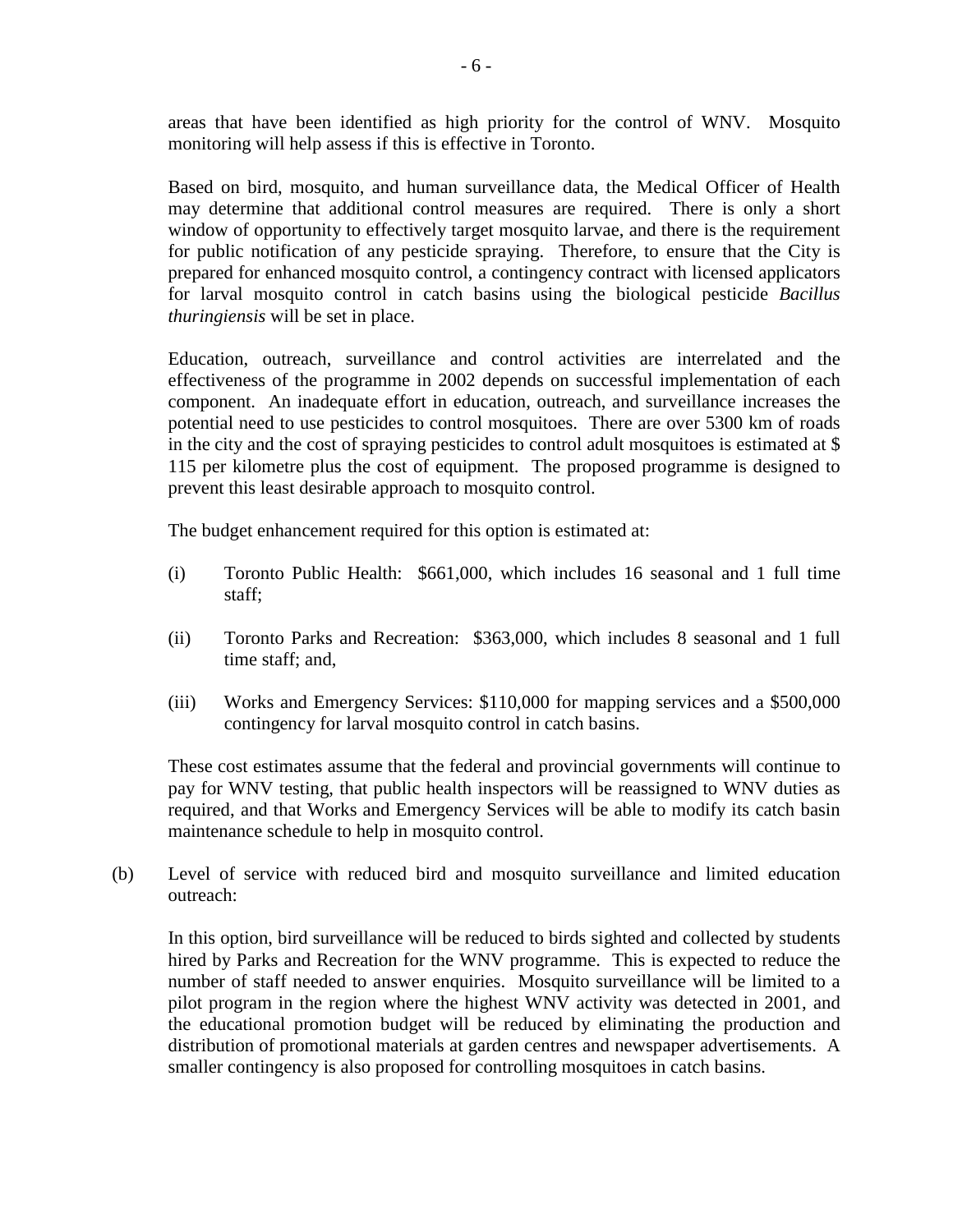areas that have been identified as high priority for the control of WNV. Mosquito monitoring will help assess if this is effective in Toronto.

Based on bird, mosquito, and human surveillance data, the Medical Officer of Health may determine that additional control measures are required. There is only a short window of opportunity to effectively target mosquito larvae, and there is the requirement for public notification of any pesticide spraying. Therefore, to ensure that the City is prepared for enhanced mosquito control, a contingency contract with licensed applicators for larval mosquito control in catch basins using the biological pesticide *Bacillus thuringiensis* will be set in place.

Education, outreach, surveillance and control activities are interrelated and the effectiveness of the programme in 2002 depends on successful implementation of each component. An inadequate effort in education, outreach, and surveillance increases the potential need to use pesticides to control mosquitoes. There are over 5300 km of roads in the city and the cost of spraying pesticides to control adult mosquitoes is estimated at $ 115 per kilometre plus the cost of equipment. The proposed programme is designed to prevent this least desirable approach to mosquito control.

The budget enhancement required for this option is estimated at:

(i) Toronto Public Health: $661,000, which includes 16 seasonal and 1 full time staff;

(ii) Toronto Parks and Recreation: $363,000, which includes 8 seasonal and 1 full time staff; and,

(iii) Works and Emergency Services: $110,000 for mapping services and a $500,000 contingency for larval mosquito control in catch basins.

These cost estimates assume that the federal and provincial governments will continue to pay for WNV testing, that public health inspectors will be reassigned to WNV duties as required, and that Works and Emergency Services will be able to modify its catch basin maintenance schedule to help in mosquito control.

(b) Level of service with reduced bird and mosquito surveillance and limited education outreach:

In this option, bird surveillance will be reduced to birds sighted and collected by students hired by Parks and Recreation for the WNV programme. This is expected to reduce the number of staff needed to answer enquiries. Mosquito surveillance will be limited to a pilot program in the region where the highest WNV activity was detected in 2001, and the educational promotion budget will be reduced by eliminating the production and distribution of promotional materials at garden centres and newspaper advertisements. A smaller contingency is also proposed for controlling mosquitoes in catch basins.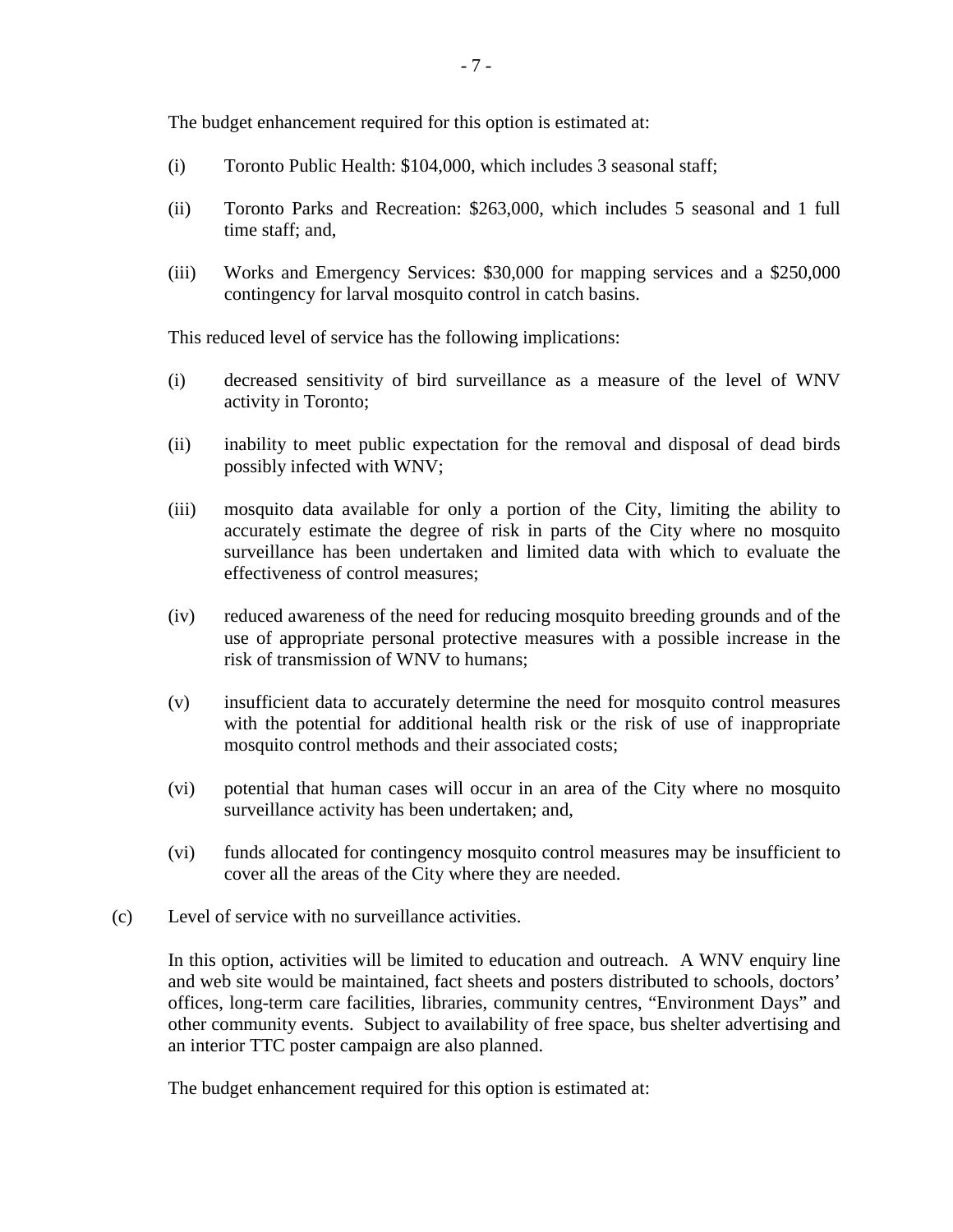The budget enhancement required for this option is estimated at:

(i) Toronto Public Health: $104,000, which includes 3 seasonal staff;

(ii) Toronto Parks and Recreation: $263,000, which includes 5 seasonal and 1 full time staff; and,

(iii) Works and Emergency Services: $30,000 for mapping services and a $250,000 contingency for larval mosquito control in catch basins.

This reduced level of service has the following implications:

(i) decreased sensitivity of bird surveillance as a measure of the level of WNV activity in Toronto;

(ii) inability to meet public expectation for the removal and disposal of dead birds possibly infected with WNV;

(iii) mosquito data available for only a portion of the City, limiting the ability to accurately estimate the degree of risk in parts of the City where no mosquito surveillance has been undertaken and limited data with which to evaluate the effectiveness of control measures;

(iv) reduced awareness of the need for reducing mosquito breeding grounds and of the use of appropriate personal protective measures with a possible increase in the risk of transmission of WNV to humans;

(v) insufficient data to accurately determine the need for mosquito control measures with the potential for additional health risk or the risk of use of inappropriate mosquito control methods and their associated costs;

(vi) potential that human cases will occur in an area of the City where no mosquito surveillance activity has been undertaken; and,

(vi) funds allocated for contingency mosquito control measures may be insufficient to cover all the areas of the City where they are needed.

(c) Level of service with no surveillance activities.

In this option, activities will be limited to education and outreach. A WNV enquiry line and web site would be maintained, fact sheets and posters distributed to schools, doctors' offices, long-term care facilities, libraries, community centres, "Environment Days" and other community events. Subject to availability of free space, bus shelter advertising and an interior TTC poster campaign are also planned.

The budget enhancement required for this option is estimated at: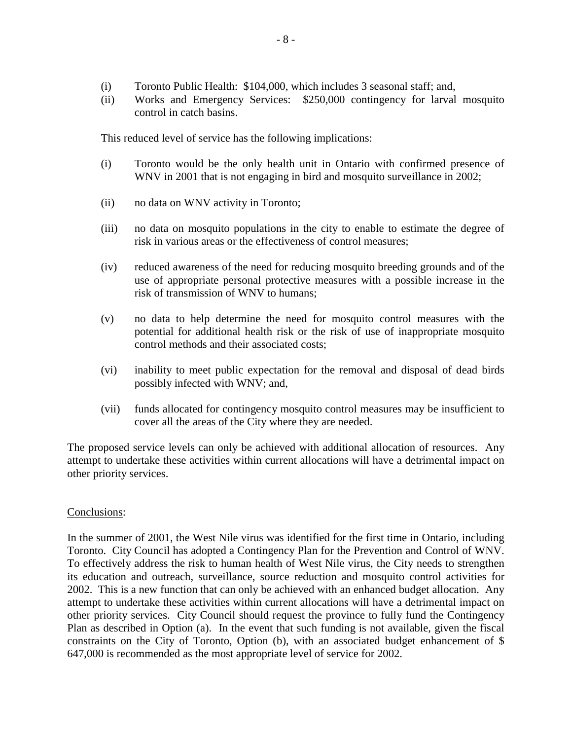(i) Toronto Public Health: $104,000, which includes 3 seasonal staff; and,
(ii) Works and Emergency Services: $250,000 contingency for larval mosquito control in catch basins.

This reduced level of service has the following implications:

(i) Toronto would be the only health unit in Ontario with confirmed presence of WNV in 2001 that is not engaging in bird and mosquito surveillance in 2002;

(ii) no data on WNV activity in Toronto;

(iii) no data on mosquito populations in the city to enable to estimate the degree of risk in various areas or the effectiveness of control measures;

(iv) reduced awareness of the need for reducing mosquito breeding grounds and of the use of appropriate personal protective measures with a possible increase in the risk of transmission of WNV to humans;

(v) no data to help determine the need for mosquito control measures with the potential for additional health risk or the risk of use of inappropriate mosquito control methods and their associated costs;

(vi) inability to meet public expectation for the removal and disposal of dead birds possibly infected with WNV; and,

(vii) funds allocated for contingency mosquito control measures may be insufficient to cover all the areas of the City where they are needed.

The proposed service levels can only be achieved with additional allocation of resources. Any attempt to undertake these activities within current allocations will have a detrimental impact on other priority services.

Conclusions:

In the summer of 2001, the West Nile virus was identified for the first time in Ontario, including Toronto. City Council has adopted a Contingency Plan for the Prevention and Control of WNV. To effectively address the risk to human health of West Nile virus, the City needs to strengthen its education and outreach, surveillance, source reduction and mosquito control activities for 2002. This is a new function that can only be achieved with an enhanced budget allocation. Any attempt to undertake these activities within current allocations will have a detrimental impact on other priority services. City Council should request the province to fully fund the Contingency Plan as described in Option (a). In the event that such funding is not available, given the fiscal constraints on the City of Toronto, Option (b), with an associated budget enhancement of $ 647,000 is recommended as the most appropriate level of service for 2002.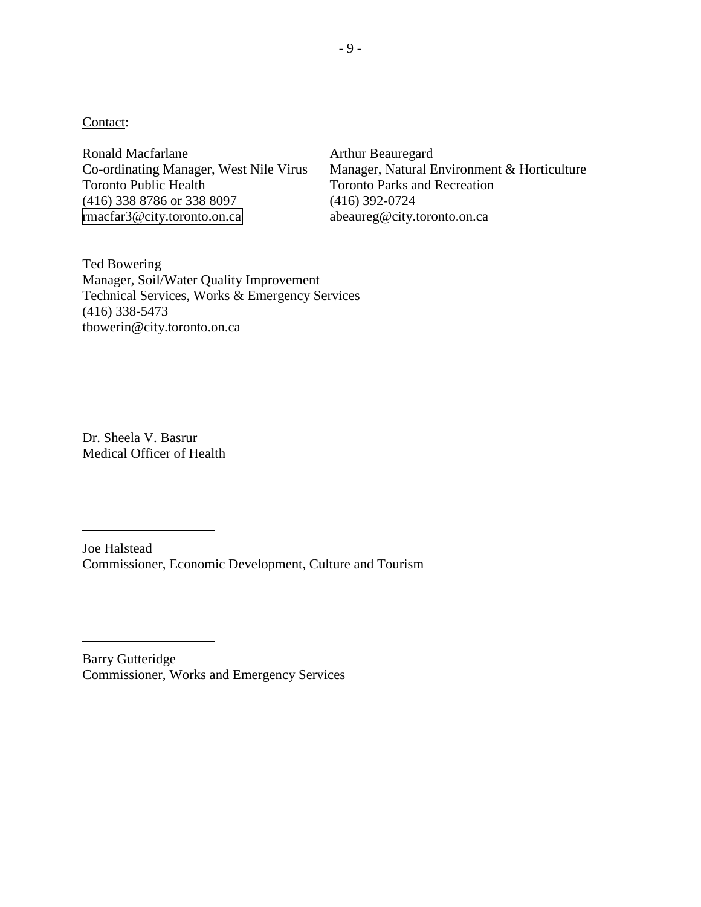Contact:

Ronald Macfarlane
Co-ordinating Manager, West Nile Virus
Toronto Public Health
(416) 338 8786 or 338 8097
rmacfar3@city.toronto.on.ca

Arthur Beauregard
Manager, Natural Environment & Horticulture
Toronto Parks and Recreation
(416) 392-0724
abeaureg@city.toronto.on.ca

Ted Bowering
Manager, Soil/Water Quality Improvement
Technical Services, Works & Emergency Services
(416) 338-5473
tbowerin@city.toronto.on.ca

\_\_\_\_\_\_\_\_\_\_\_\_\_\_\_\_\_\_\_\_

Dr. Sheela V. Basrur
Medical Officer of Health

\_\_\_\_\_\_\_\_\_\_\_\_\_\_\_\_\_\_\_\_

Joe Halstead
Commissioner, Economic Development, Culture and Tourism

\_\_\_\_\_\_\_\_\_\_\_\_\_\_\_\_\_\_\_\_

Barry Gutteridge
Commissioner, Works and Emergency Services